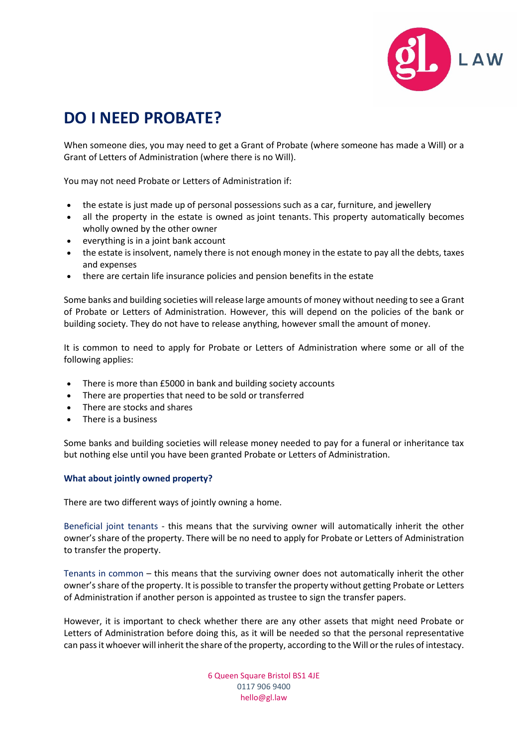# DO I NEED PROBATE?

When someone dies, you may need to get a Grant of Probate (where someone has made a Will) or a Grant of Letters of Administration (where there is no Will).

You may not need Probate or Letters of Administration if:

- the estate is just made up of personal possessions such as a car, furniture, and jewellery
- all the property in the estate is owned as joint tenants. This property automatically becomes wholly owned by the other owner
- everything is in a joint bank account
- the estate is insolvent, namely there is not enough money in the estate to pay all the debts, taxes and expenses
- there are certain life insurance policies and pension benefits in the estate

Some banks and building societies will release large amounts of money without needing to see a Grant of Probate or Letters of Administration. However, this will depend on the policies of the bank or building society. They do not have to release anything, however small the amount of money.

It is common to need to apply for Probate or Letters of Administration where some or all of the following applies:

- There is more than £5000 in bank and building society accounts
- There are properties that need to be sold or transferred
- There are stocks and shares
- There is a business

Some banks and building societies will release money needed to pay for a funeral or inheritance tax but nothing else until you have been granted Probate or Letters of Administration.

### What about jointly owned property?

There are two different ways of jointly owning a home.

Beneficial joint tenants - this means that the surviving owner will automatically inherit the other owner's share of the property. There will be no need to apply for Probate or Letters of Administration to transfer the property.

Tenants in common – this means that the surviving owner does not automatically inherit the other owner's share of the property. It is possible to transfer the property without getting Probate or Letters of Administration if another person is appointed as trustee to sign the transfer papers.

However, it is important to check whether there are any other assets that might need Probate or Letters of Administration before doing this, as it will be needed so that the personal representative can pass it whoever will inherit the share of the property, according to the Will or the rules of intestacy.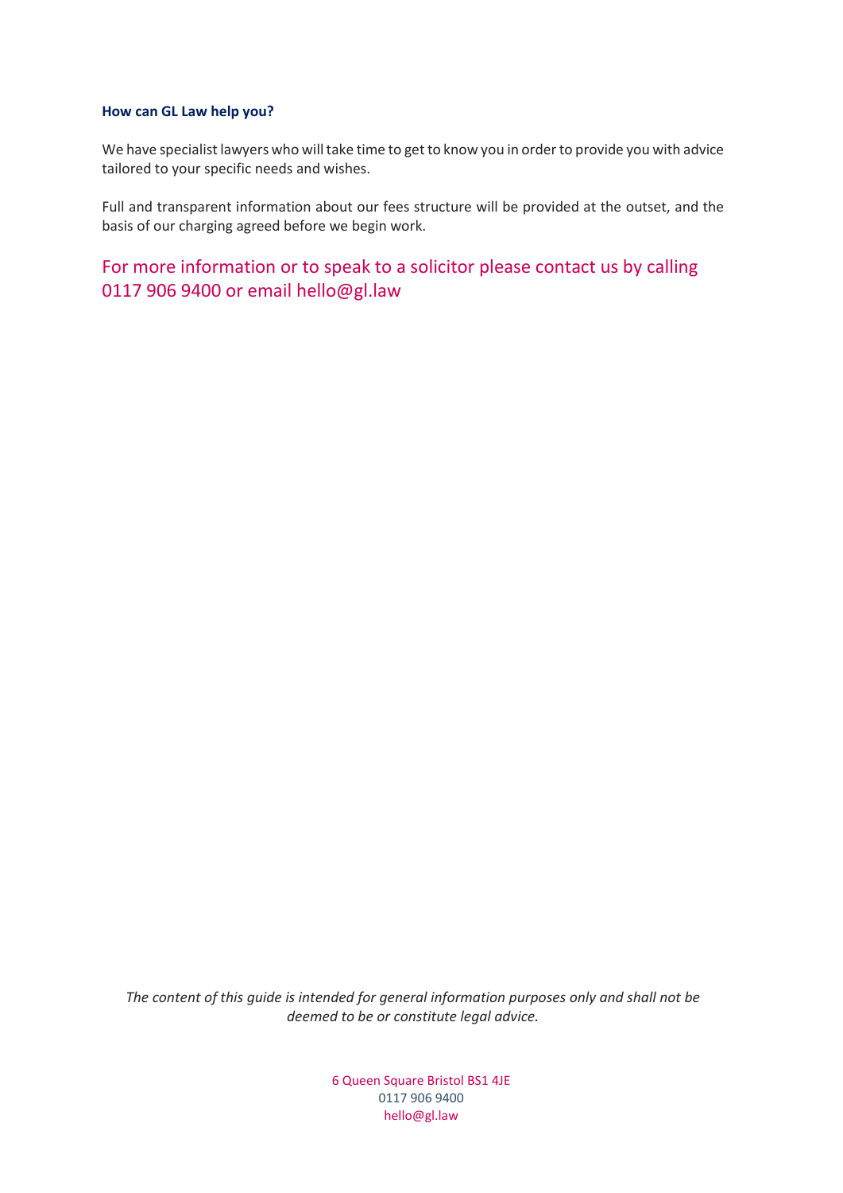### How can GL Law help you?

We have specialist lawyers who will take time to get to know you in order to provide you with advice tailored to your specific needs and wishes.

Full and transparent information about our fees structure will be provided at the outset, and the basis of our charging agreed before we begin work.

For more information or to speak to a solicitor please contact us by calling 0117 906 9400 or email hello@gl.law

*The content of this guide is intended for general information purposes only and shall not be deemed to be or constitute legal advice.*

6 Queen Square Bristol BS1 4JE
0117 906 9400
hello@gl.law